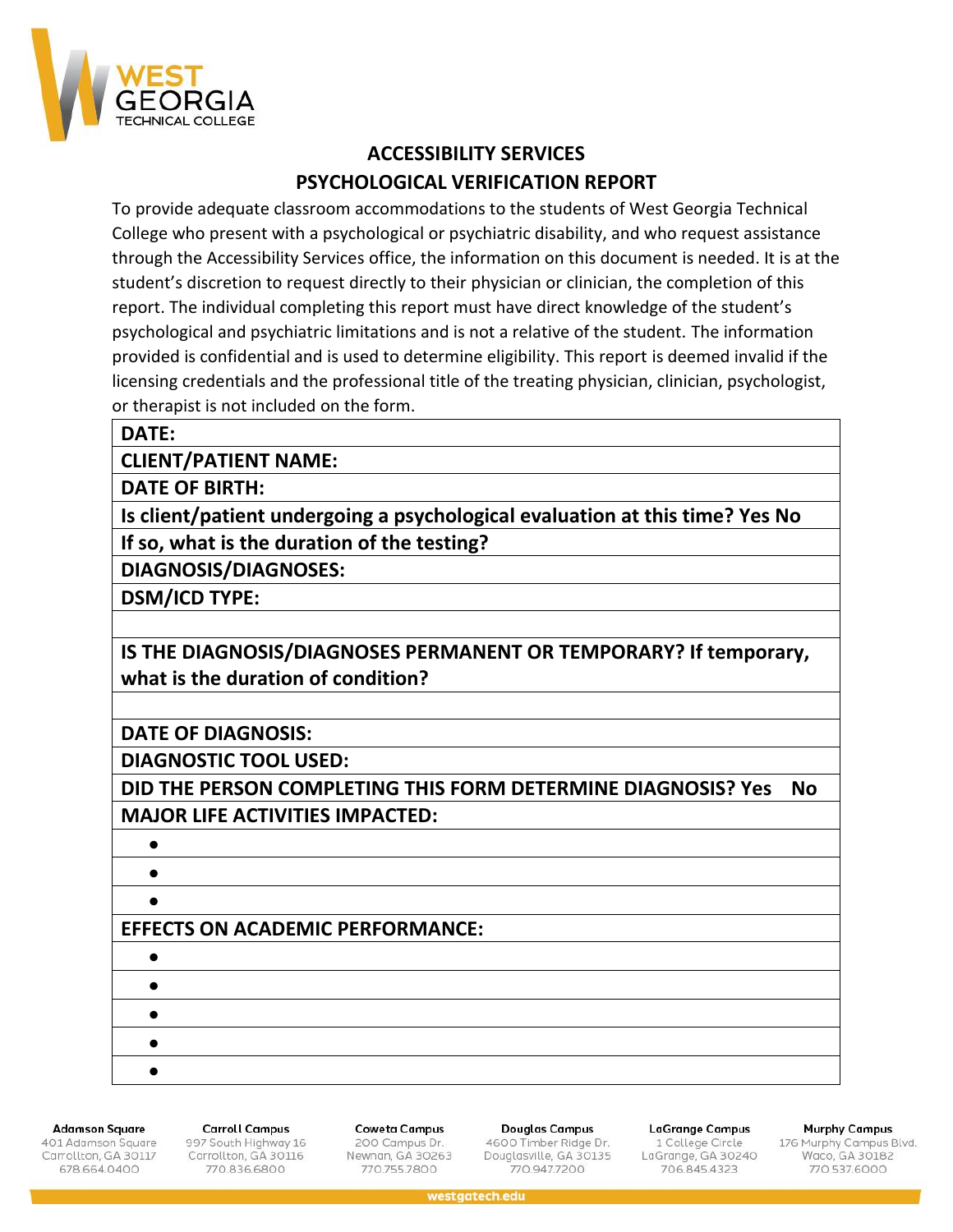WEST GEORGIA
TECHNICAL COLLEGE

## ACCESSIBILITY SERVICES

## PSYCHOLOGICAL VERIFICATION REPORT

To provide adequate classroom accommodations to the students of West Georgia Technical College who present with a psychological or psychiatric disability, and who request assistance through the Accessibility Services office, the information on this document is needed. It is at the student's discretion to request directly to their physician or clinician, the completion of this report. The individual completing this report must have direct knowledge of the student's psychological and psychiatric limitations and is not a relative of the student. The information provided is confidential and is used to determine eligibility. This report is deemed invalid if the licensing credentials and the professional title of the treating physician, clinician, psychologist, or therapist is not included on the form.

| **DATE:** |
|---|
| **CLIENT/PATIENT NAME:** |
| **DATE OF BIRTH:** |
| **Is client/patient undergoing a psychological evaluation at this time? Yes No** |
| **If so, what is the duration of the testing?** |
| **DIAGNOSIS/DIAGNOSES:** |
| **DSM/ICD TYPE:** |
| |
| **IS THE DIAGNOSIS/DIAGNOSES PERMANENT OR TEMPORARY? If temporary, what is the duration of condition?** |
| |
| **DATE OF DIAGNOSIS:** |
| **DIAGNOSTIC TOOL USED:** |
| **DID THE PERSON COMPLETING THIS FORM DETERMINE DIAGNOSIS? Yes No** |
| **MAJOR LIFE ACTIVITIES IMPACTED:** |
| • |
| • |
| • |
| **EFFECTS ON ACADEMIC PERFORMANCE:** |
| • |
| • |
| • |
| • |
| • |

| Adamson Square | Carroll Campus | Coweta Campus | Douglas Campus | LaGrange Campus | Murphy Campus |
|---|---|---|---|---|---|
| 401 Adamson Square | 997 South Highway 16 | 200 Campus Dr. | 4600 Timber Ridge Dr. | 1 College Circle | 176 Murphy Campus Blvd. |
| Carrollton, GA 30117 | Carrollton, GA 30116 | Newnan, GA 30263 | Douglasville, GA 30135 | LaGrange, GA 30240 | Waco, GA 30182 |
| 678.664.0400 | 770.836.6800 | 770.755.7800 | 770.947.7200 | 706.845.4323 | 770.537.6000 |

westgatech.edu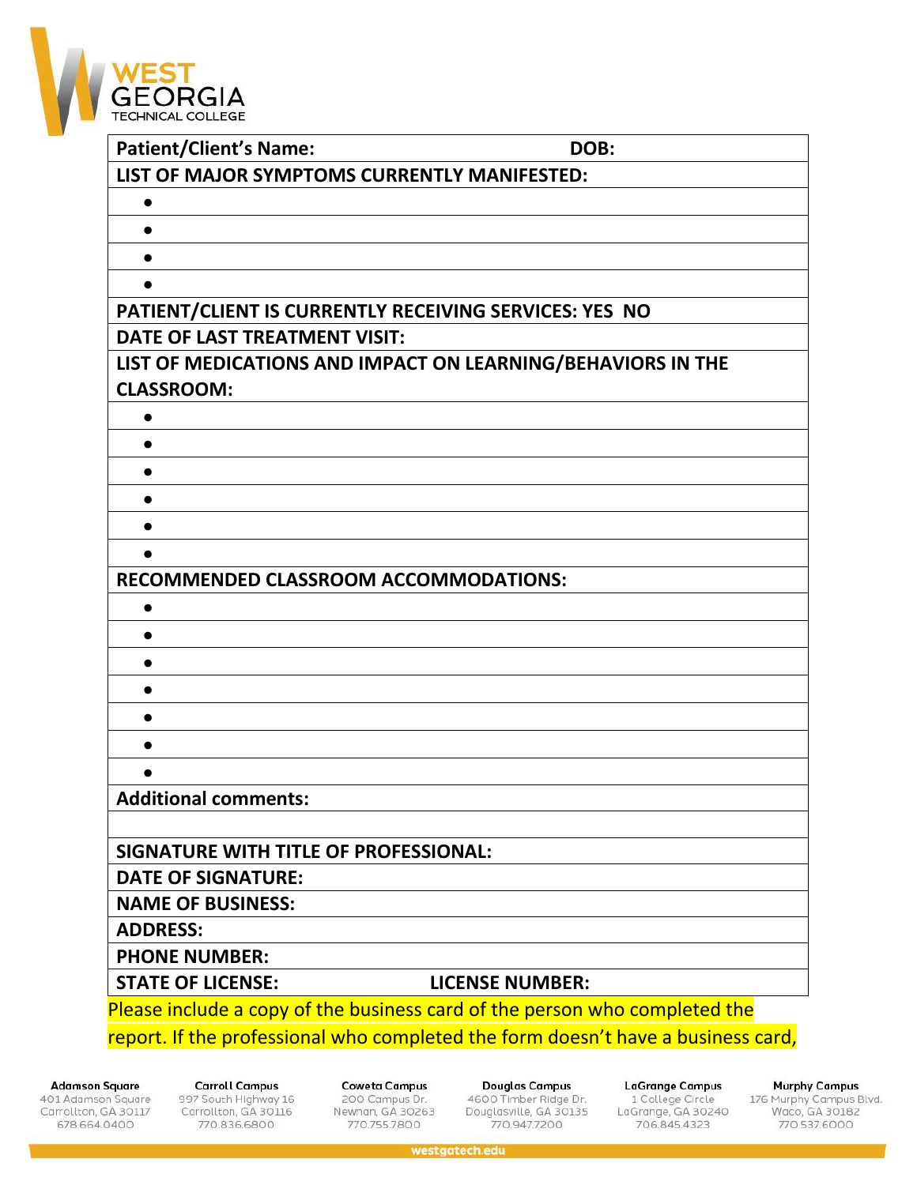**WEST GEORGIA TECHNICAL COLLEGE**

| **Patient/Client's Name:** | **DOB:** |
|---|---|
| **LIST OF MAJOR SYMPTOMS CURRENTLY MANIFESTED:** | |
| ● | |
| ● | |
| ● | |
| ● | |
| **PATIENT/CLIENT IS CURRENTLY RECEIVING SERVICES: YES NO** | |
| **DATE OF LAST TREATMENT VISIT:** | |
| **LIST OF MEDICATIONS AND IMPACT ON LEARNING/BEHAVIORS IN THE CLASSROOM:** | |
| ● | |
| ● | |
| ● | |
| ● | |
| ● | |
| ● | |
| **RECOMMENDED CLASSROOM ACCOMMODATIONS:** | |
| ● | |
| ● | |
| ● | |
| ● | |
| ● | |
| ● | |
| ● | |
| **Additional comments:** | |
| | |
| **SIGNATURE WITH TITLE OF PROFESSIONAL:** | |
| **DATE OF SIGNATURE:** | |
| **NAME OF BUSINESS:** | |
| **ADDRESS:** | |
| **PHONE NUMBER:** | |
| **STATE OF LICENSE:** | **LICENSE NUMBER:** |

Please include a copy of the business card of the person who completed the report. If the professional who completed the form doesn't have a business card,

**Adamson Square**
401 Adamson Square
Carrollton, GA 30117
678.664.0400

**Carroll Campus**
997 South Highway 16
Carrollton, GA 30116
770.836.6800

**Coweta Campus**
200 Campus Dr.
Newnan, GA 30263
770.755.7800

**Douglas Campus**
4600 Timber Ridge Dr.
Douglasville, GA 30135
770.947.7200

**LaGrange Campus**
1 College Circle
LaGrange, GA 30240
706.845.4323

**Murphy Campus**
176 Murphy Campus Blvd.
Waco, GA 30182
770.537.6000

westgatech.edu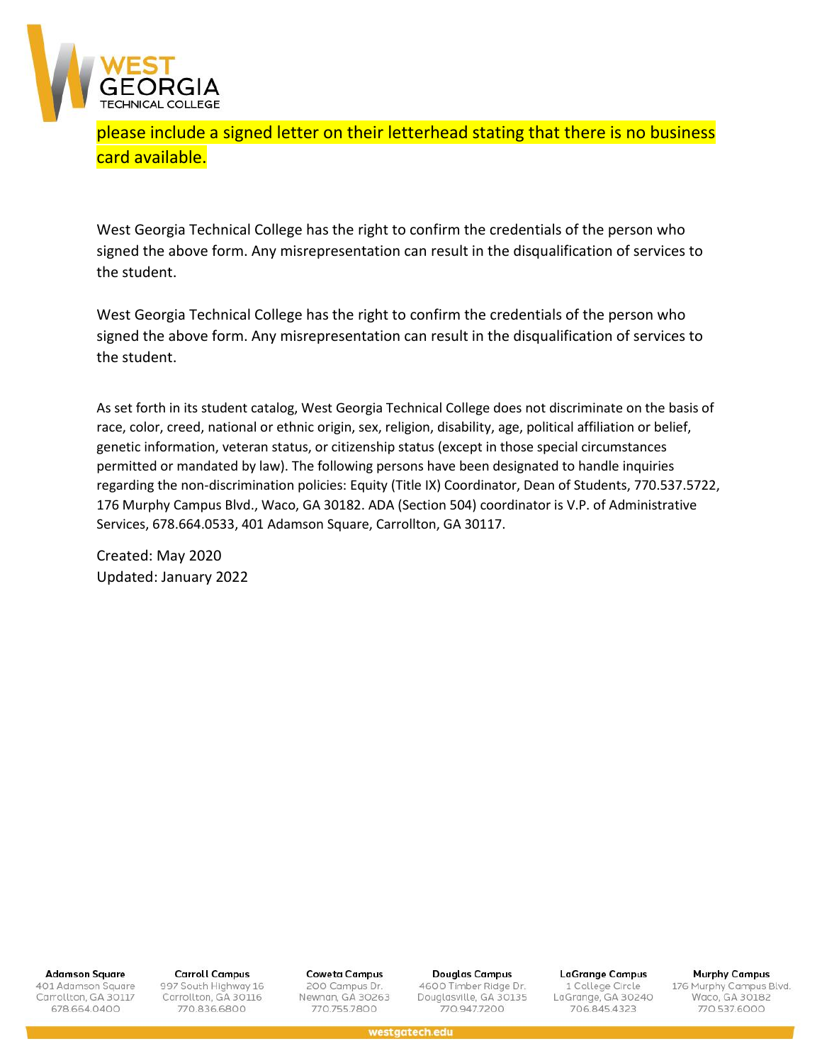please include a signed letter on their letterhead stating that there is no business card available.

West Georgia Technical College has the right to confirm the credentials of the person who signed the above form. Any misrepresentation can result in the disqualification of services to the student.

West Georgia Technical College has the right to confirm the credentials of the person who signed the above form. Any misrepresentation can result in the disqualification of services to the student.

As set forth in its student catalog, West Georgia Technical College does not discriminate on the basis of race, color, creed, national or ethnic origin, sex, religion, disability, age, political affiliation or belief, genetic information, veteran status, or citizenship status (except in those special circumstances permitted or mandated by law). The following persons have been designated to handle inquiries regarding the non-discrimination policies: Equity (Title IX) Coordinator, Dean of Students, 770.537.5722, 176 Murphy Campus Blvd., Waco, GA 30182. ADA (Section 504) coordinator is V.P. of Administrative Services, 678.664.0533, 401 Adamson Square, Carrollton, GA 30117.

Created: May 2020
Updated: January 2022